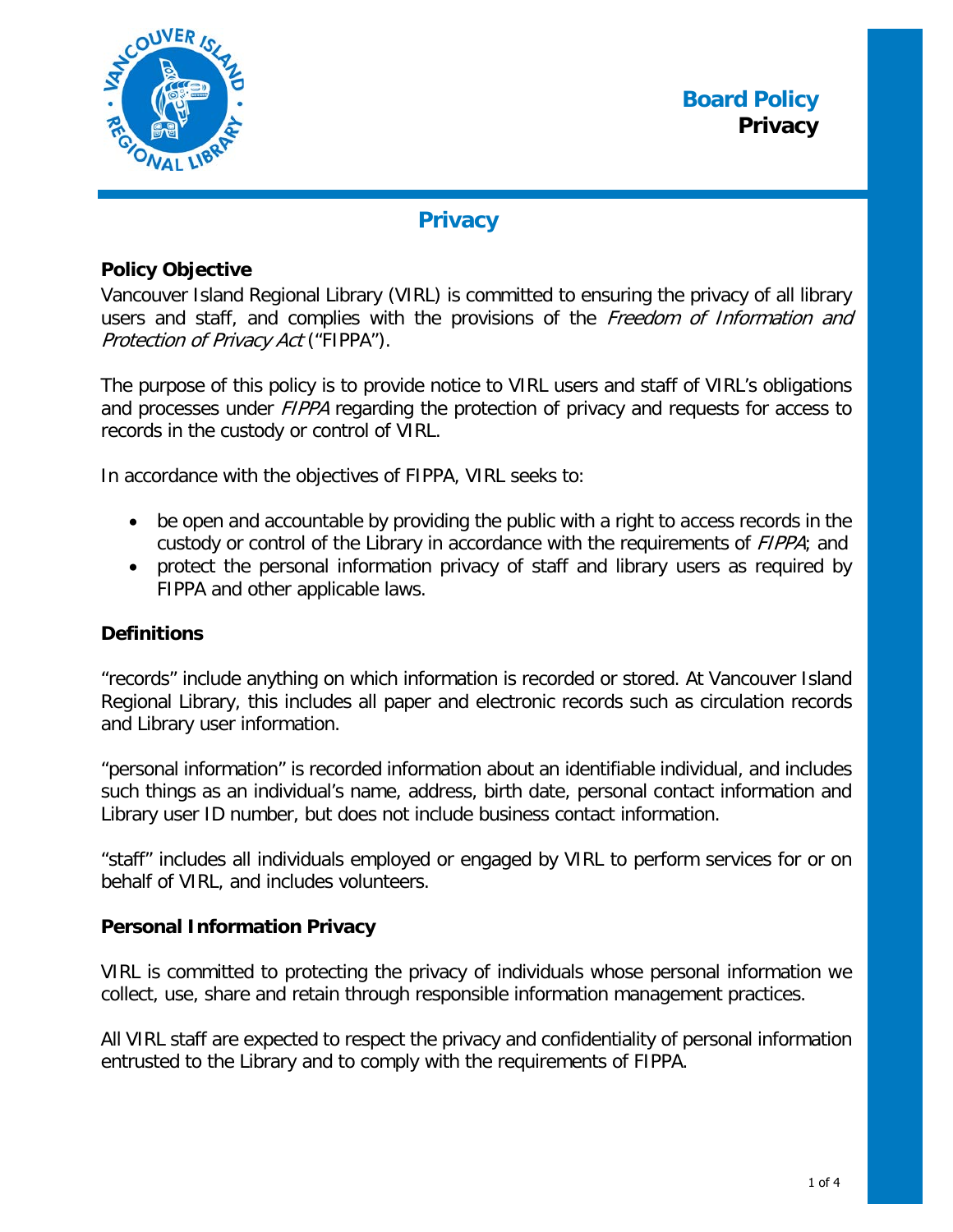**Board Policy**
**Privacy**

# Privacy

## Policy Objective

Vancouver Island Regional Library (VIRL) is committed to ensuring the privacy of all library users and staff, and complies with the provisions of the *Freedom of Information and Protection of Privacy Act* ("FIPPA").

The purpose of this policy is to provide notice to VIRL users and staff of VIRL's obligations and processes under *FIPPA* regarding the protection of privacy and requests for access to records in the custody or control of VIRL.

In accordance with the objectives of FIPPA, VIRL seeks to:

- be open and accountable by providing the public with a right to access records in the custody or control of the Library in accordance with the requirements of *FIPPA*; and
- protect the personal information privacy of staff and library users as required by FIPPA and other applicable laws.

## Definitions

"records" include anything on which information is recorded or stored. At Vancouver Island Regional Library, this includes all paper and electronic records such as circulation records and Library user information.

"personal information" is recorded information about an identifiable individual, and includes such things as an individual's name, address, birth date, personal contact information and Library user ID number, but does not include business contact information.

"staff" includes all individuals employed or engaged by VIRL to perform services for or on behalf of VIRL, and includes volunteers.

## Personal Information Privacy

VIRL is committed to protecting the privacy of individuals whose personal information we collect, use, share and retain through responsible information management practices.

All VIRL staff are expected to respect the privacy and confidentiality of personal information entrusted to the Library and to comply with the requirements of FIPPA.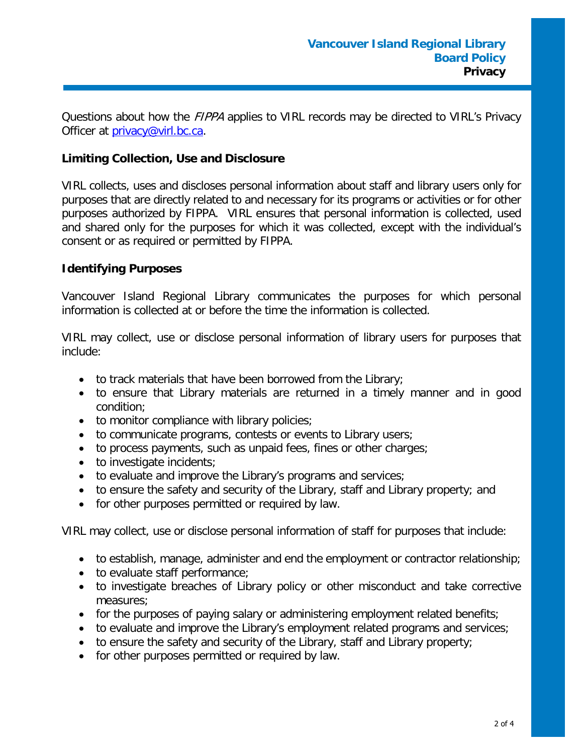Questions about how the *FIPPA* applies to VIRL records may be directed to VIRL's Privacy Officer at [privacy@virl.bc.ca](mailto:privacy@virl.bc.ca).

**Limiting Collection, Use and Disclosure**

VIRL collects, uses and discloses personal information about staff and library users only for purposes that are directly related to and necessary for its programs or activities or for other purposes authorized by FIPPA. VIRL ensures that personal information is collected, used and shared only for the purposes for which it was collected, except with the individual's consent or as required or permitted by FIPPA.

**Identifying Purposes**

Vancouver Island Regional Library communicates the purposes for which personal information is collected at or before the time the information is collected.

VIRL may collect, use or disclose personal information of library users for purposes that include:

- to track materials that have been borrowed from the Library;
- to ensure that Library materials are returned in a timely manner and in good condition;
- to monitor compliance with library policies;
- to communicate programs, contests or events to Library users;
- to process payments, such as unpaid fees, fines or other charges;
- to investigate incidents;
- to evaluate and improve the Library's programs and services;
- to ensure the safety and security of the Library, staff and Library property; and
- for other purposes permitted or required by law.

VIRL may collect, use or disclose personal information of staff for purposes that include:

- to establish, manage, administer and end the employment or contractor relationship;
- to evaluate staff performance;
- to investigate breaches of Library policy or other misconduct and take corrective measures;
- for the purposes of paying salary or administering employment related benefits;
- to evaluate and improve the Library's employment related programs and services;
- to ensure the safety and security of the Library, staff and Library property;
- for other purposes permitted or required by law.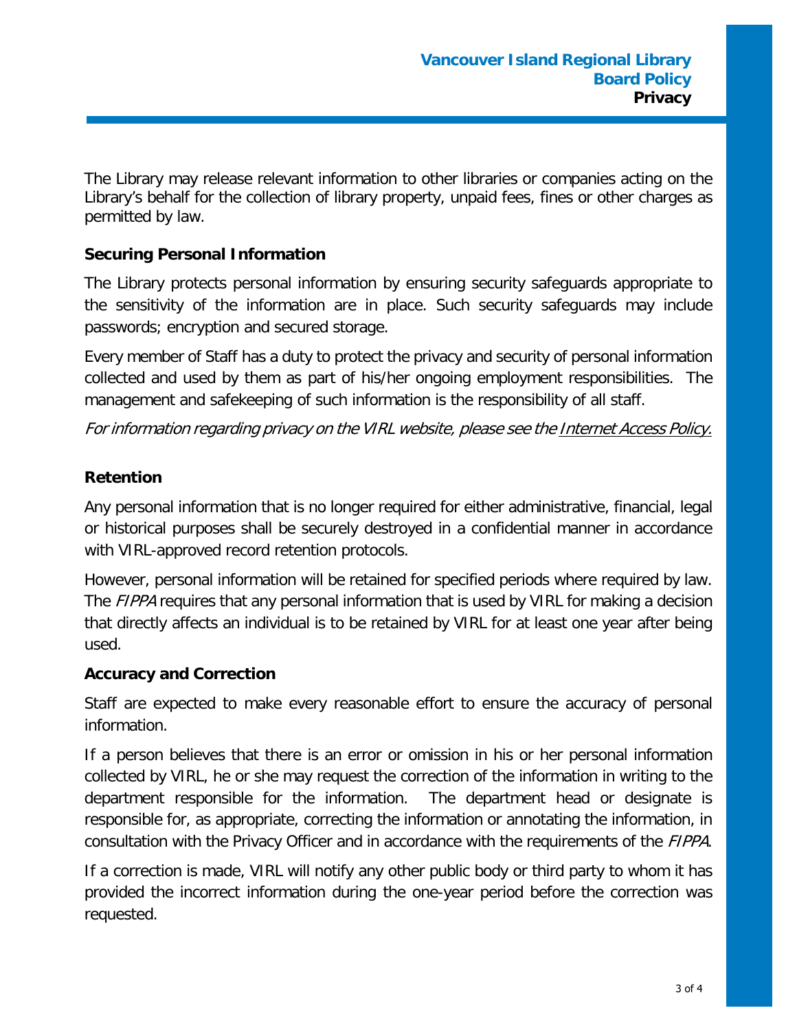The Library may release relevant information to other libraries or companies acting on the Library's behalf for the collection of library property, unpaid fees, fines or other charges as permitted by law.

**Securing Personal Information**

The Library protects personal information by ensuring security safeguards appropriate to the sensitivity of the information are in place. Such security safeguards may include passwords; encryption and secured storage.

Every member of Staff has a duty to protect the privacy and security of personal information collected and used by them as part of his/her ongoing employment responsibilities. The management and safekeeping of such information is the responsibility of all staff.

*For information regarding privacy on the VIRL website, please see the Internet Access Policy.*

**Retention**

Any personal information that is no longer required for either administrative, financial, legal or historical purposes shall be securely destroyed in a confidential manner in accordance with VIRL-approved record retention protocols.

However, personal information will be retained for specified periods where required by law. The *FIPPA* requires that any personal information that is used by VIRL for making a decision that directly affects an individual is to be retained by VIRL for at least one year after being used.

**Accuracy and Correction**

Staff are expected to make every reasonable effort to ensure the accuracy of personal information.

If a person believes that there is an error or omission in his or her personal information collected by VIRL, he or she may request the correction of the information in writing to the department responsible for the information. The department head or designate is responsible for, as appropriate, correcting the information or annotating the information, in consultation with the Privacy Officer and in accordance with the requirements of the *FIPPA*.

If a correction is made, VIRL will notify any other public body or third party to whom it has provided the incorrect information during the one-year period before the correction was requested.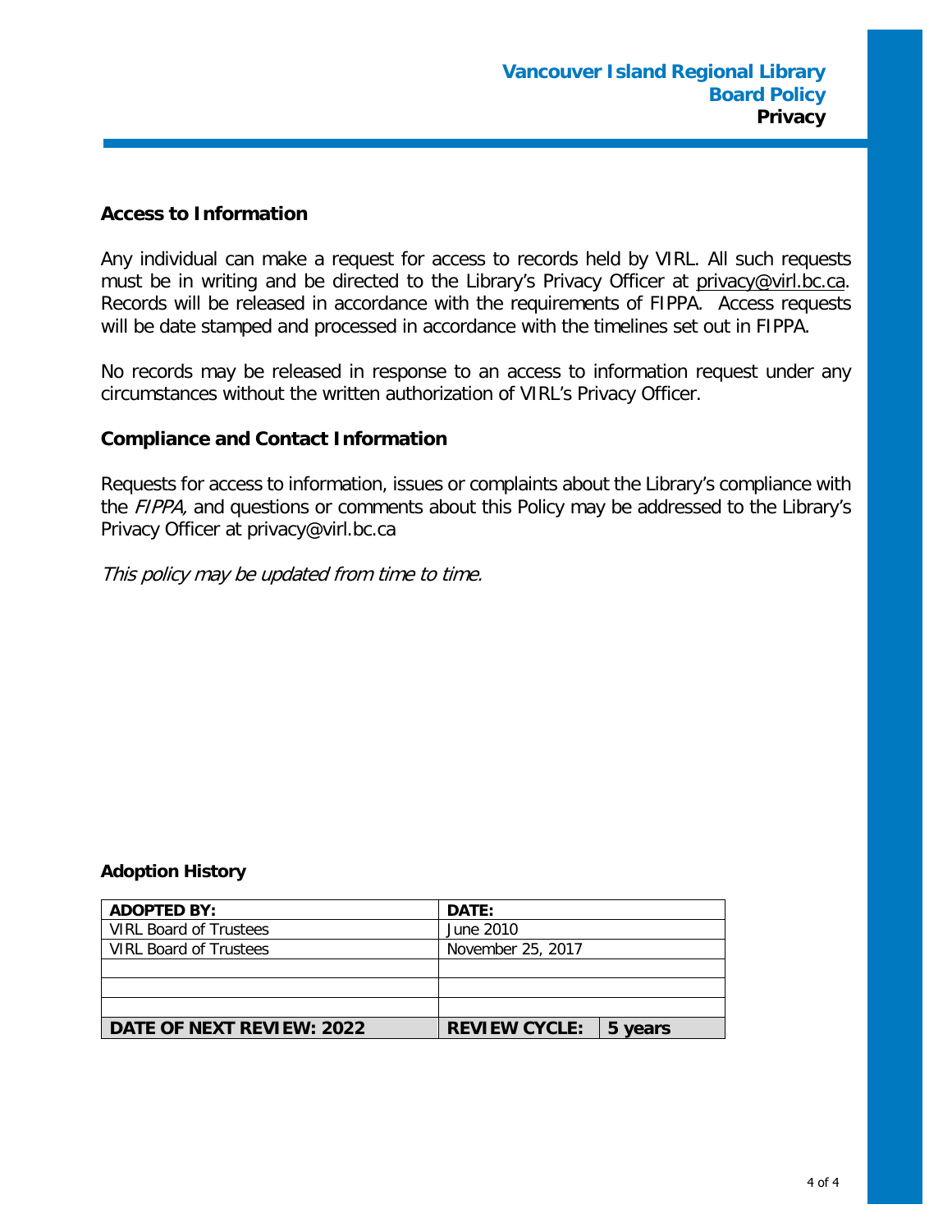## Access to Information

Any individual can make a request for access to records held by VIRL. All such requests must be in writing and be directed to the Library's Privacy Officer at privacy@virl.bc.ca. Records will be released in accordance with the requirements of FIPPA. Access requests will be date stamped and processed in accordance with the timelines set out in FIPPA.

No records may be released in response to an access to information request under any circumstances without the written authorization of VIRL's Privacy Officer.

## Compliance and Contact Information

Requests for access to information, issues or complaints about the Library's compliance with the *FIPPA,* and questions or comments about this Policy may be addressed to the Library's Privacy Officer at privacy@virl.bc.ca

*This policy may be updated from time to time.*

**Adoption History**

| ADOPTED BY: | DATE: | |
|---|---|---|
| VIRL Board of Trustees | June 2010 | |
| VIRL Board of Trustees | November 25, 2017 | |
| | | |
| | | |
| | | |
| **DATE OF NEXT REVIEW: 2022** | **REVIEW CYCLE:** | **5 years** |